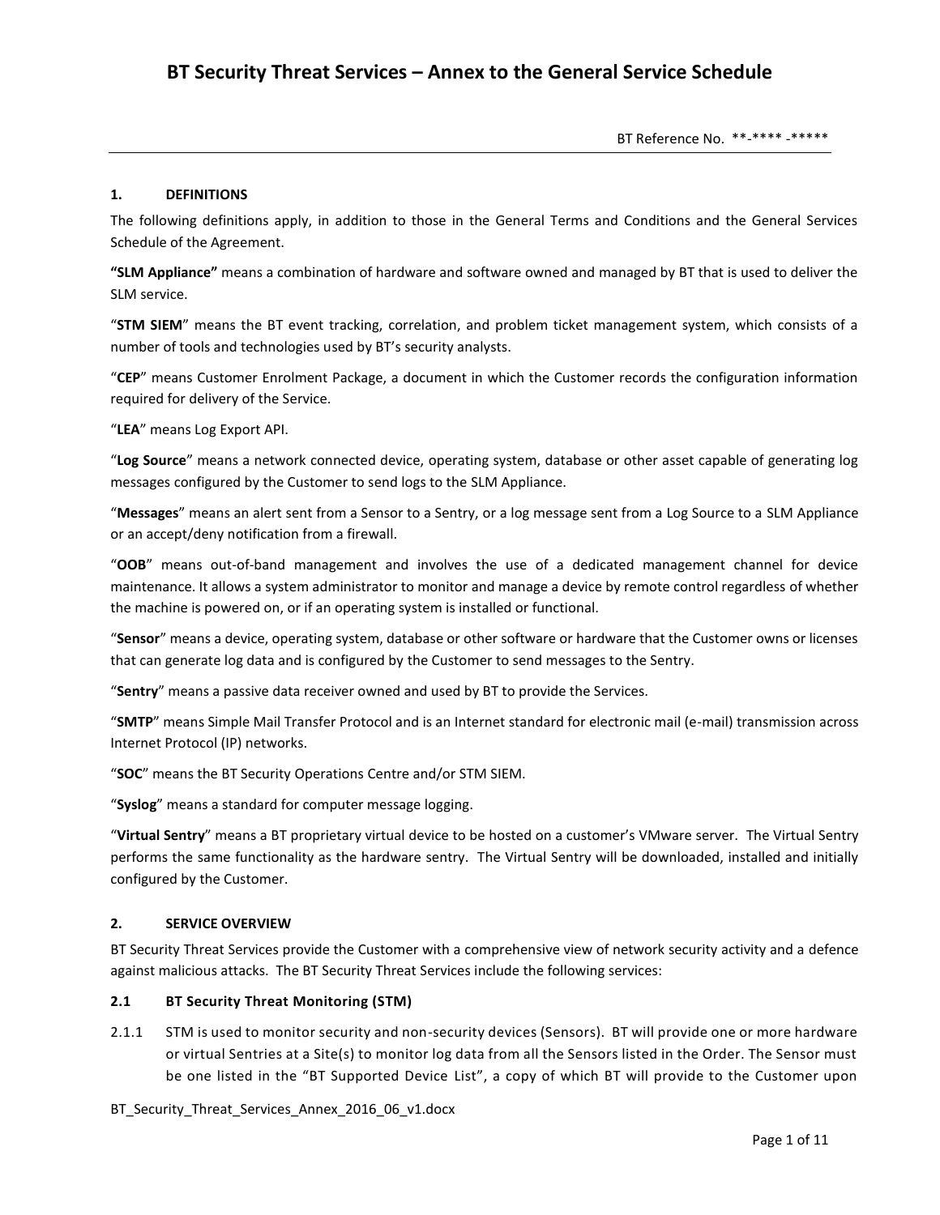# BT Security Threat Services – Annex to the General Service Schedule

BT Reference No. **-**** -*****

## 1. DEFINITIONS

The following definitions apply, in addition to those in the General Terms and Conditions and the General Services Schedule of the Agreement.

**"SLM Appliance"** means a combination of hardware and software owned and managed by BT that is used to deliver the SLM service.

"**STM SIEM**" means the BT event tracking, correlation, and problem ticket management system, which consists of a number of tools and technologies used by BT's security analysts.

"**CEP**" means Customer Enrolment Package, a document in which the Customer records the configuration information required for delivery of the Service.

"**LEA**" means Log Export API.

"**Log Source**" means a network connected device, operating system, database or other asset capable of generating log messages configured by the Customer to send logs to the SLM Appliance.

"**Messages**" means an alert sent from a Sensor to a Sentry, or a log message sent from a Log Source to a SLM Appliance or an accept/deny notification from a firewall.

"**OOB**" means out-of-band management and involves the use of a dedicated management channel for device maintenance. It allows a system administrator to monitor and manage a device by remote control regardless of whether the machine is powered on, or if an operating system is installed or functional.

"**Sensor**" means a device, operating system, database or other software or hardware that the Customer owns or licenses that can generate log data and is configured by the Customer to send messages to the Sentry.

"**Sentry**" means a passive data receiver owned and used by BT to provide the Services.

"**SMTP**" means Simple Mail Transfer Protocol and is an Internet standard for electronic mail (e-mail) transmission across Internet Protocol (IP) networks.

"**SOC**" means the BT Security Operations Centre and/or STM SIEM.

"**Syslog**" means a standard for computer message logging.

"**Virtual Sentry**" means a BT proprietary virtual device to be hosted on a customer's VMware server. The Virtual Sentry performs the same functionality as the hardware sentry. The Virtual Sentry will be downloaded, installed and initially configured by the Customer.

## 2. SERVICE OVERVIEW

BT Security Threat Services provide the Customer with a comprehensive view of network security activity and a defence against malicious attacks. The BT Security Threat Services include the following services:

### 2.1 BT Security Threat Monitoring (STM)

2.1.1 STM is used to monitor security and non-security devices (Sensors). BT will provide one or more hardware or virtual Sentries at a Site(s) to monitor log data from all the Sensors listed in the Order. The Sensor must be one listed in the "BT Supported Device List", a copy of which BT will provide to the Customer upon

BT_Security_Threat_Services_Annex_2016_06_v1.docx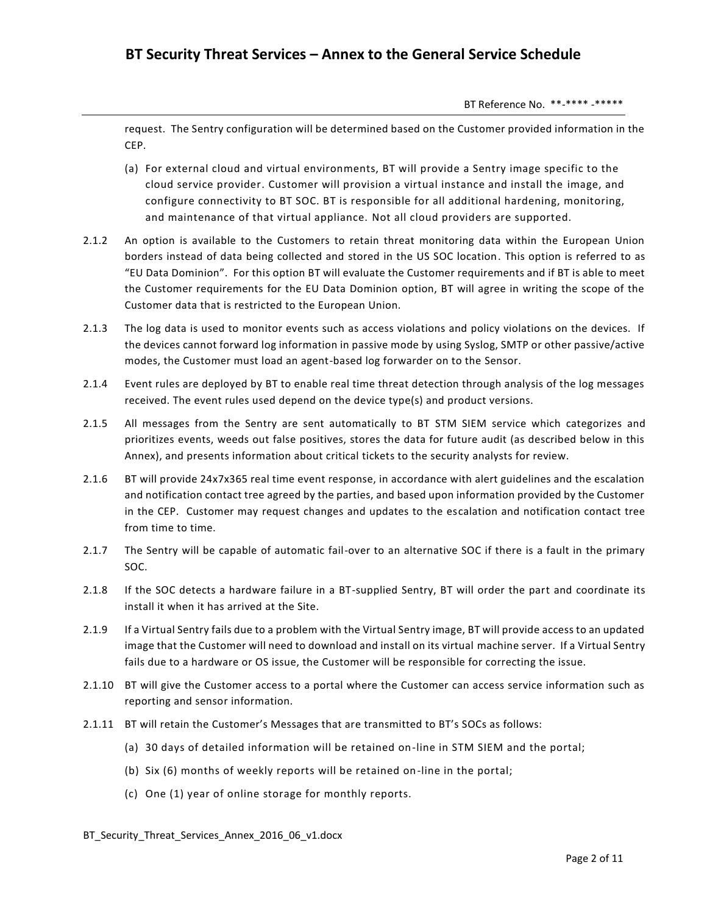request. The Sentry configuration will be determined based on the Customer provided information in the CEP.

(a) For external cloud and virtual environments, BT will provide a Sentry image specific to the cloud service provider. Customer will provision a virtual instance and install the image, and configure connectivity to BT SOC. BT is responsible for all additional hardening, monitoring, and maintenance of that virtual appliance. Not all cloud providers are supported.

2.1.2 An option is available to the Customers to retain threat monitoring data within the European Union borders instead of data being collected and stored in the US SOC location. This option is referred to as "EU Data Dominion". For this option BT will evaluate the Customer requirements and if BT is able to meet the Customer requirements for the EU Data Dominion option, BT will agree in writing the scope of the Customer data that is restricted to the European Union.

2.1.3 The log data is used to monitor events such as access violations and policy violations on the devices. If the devices cannot forward log information in passive mode by using Syslog, SMTP or other passive/active modes, the Customer must load an agent-based log forwarder on to the Sensor.

2.1.4 Event rules are deployed by BT to enable real time threat detection through analysis of the log messages received. The event rules used depend on the device type(s) and product versions.

2.1.5 All messages from the Sentry are sent automatically to BT STM SIEM service which categorizes and prioritizes events, weeds out false positives, stores the data for future audit (as described below in this Annex), and presents information about critical tickets to the security analysts for review.

2.1.6 BT will provide 24x7x365 real time event response, in accordance with alert guidelines and the escalation and notification contact tree agreed by the parties, and based upon information provided by the Customer in the CEP. Customer may request changes and updates to the escalation and notification contact tree from time to time.

2.1.7 The Sentry will be capable of automatic fail-over to an alternative SOC if there is a fault in the primary SOC.

2.1.8 If the SOC detects a hardware failure in a BT-supplied Sentry, BT will order the part and coordinate its install it when it has arrived at the Site.

2.1.9 If a Virtual Sentry fails due to a problem with the Virtual Sentry image, BT will provide access to an updated image that the Customer will need to download and install on its virtual machine server. If a Virtual Sentry fails due to a hardware or OS issue, the Customer will be responsible for correcting the issue.

2.1.10 BT will give the Customer access to a portal where the Customer can access service information such as reporting and sensor information.

2.1.11 BT will retain the Customer's Messages that are transmitted to BT's SOCs as follows:

(a) 30 days of detailed information will be retained on-line in STM SIEM and the portal;

(b) Six (6) months of weekly reports will be retained on-line in the portal;

(c) One (1) year of online storage for monthly reports.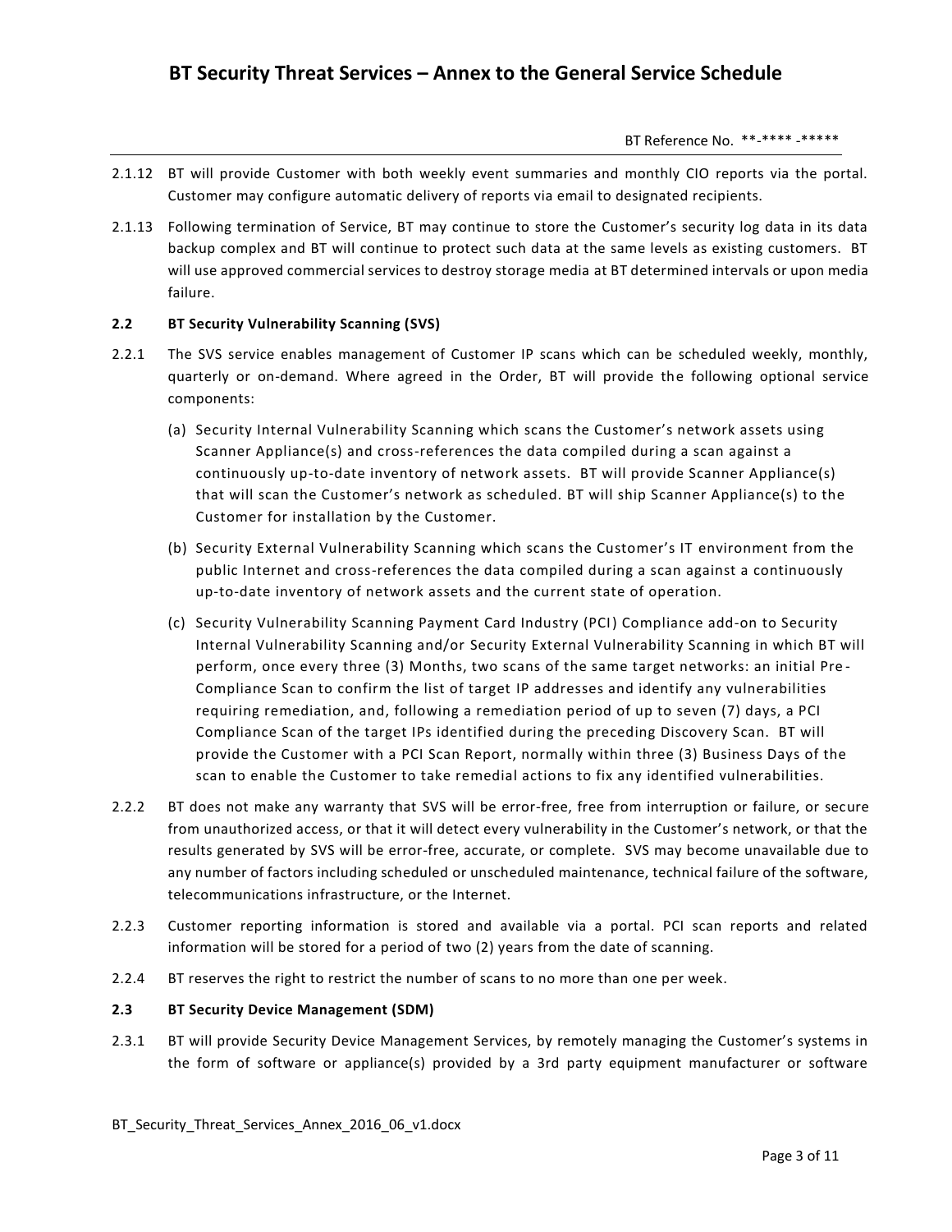2.1.12 BT will provide Customer with both weekly event summaries and monthly CIO reports via the portal. Customer may configure automatic delivery of reports via email to designated recipients.

2.1.13 Following termination of Service, BT may continue to store the Customer's security log data in its data backup complex and BT will continue to protect such data at the same levels as existing customers. BT will use approved commercial services to destroy storage media at BT determined intervals or upon media failure.

### 2.2 BT Security Vulnerability Scanning (SVS)

2.2.1 The SVS service enables management of Customer IP scans which can be scheduled weekly, monthly, quarterly or on-demand. Where agreed in the Order, BT will provide the following optional service components:

(a) Security Internal Vulnerability Scanning which scans the Customer's network assets using Scanner Appliance(s) and cross-references the data compiled during a scan against a continuously up-to-date inventory of network assets. BT will provide Scanner Appliance(s) that will scan the Customer's network as scheduled. BT will ship Scanner Appliance(s) to the Customer for installation by the Customer.

(b) Security External Vulnerability Scanning which scans the Customer's IT environment from the public Internet and cross-references the data compiled during a scan against a continuously up-to-date inventory of network assets and the current state of operation.

(c) Security Vulnerability Scanning Payment Card Industry (PCI) Compliance add-on to Security Internal Vulnerability Scanning and/or Security External Vulnerability Scanning in which BT will perform, once every three (3) Months, two scans of the same target networks: an initial Pre-Compliance Scan to confirm the list of target IP addresses and identify any vulnerabilities requiring remediation, and, following a remediation period of up to seven (7) days, a PCI Compliance Scan of the target IPs identified during the preceding Discovery Scan. BT will provide the Customer with a PCI Scan Report, normally within three (3) Business Days of the scan to enable the Customer to take remedial actions to fix any identified vulnerabilities.

2.2.2 BT does not make any warranty that SVS will be error-free, free from interruption or failure, or secure from unauthorized access, or that it will detect every vulnerability in the Customer's network, or that the results generated by SVS will be error-free, accurate, or complete. SVS may become unavailable due to any number of factors including scheduled or unscheduled maintenance, technical failure of the software, telecommunications infrastructure, or the Internet.

2.2.3 Customer reporting information is stored and available via a portal. PCI scan reports and related information will be stored for a period of two (2) years from the date of scanning.

2.2.4 BT reserves the right to restrict the number of scans to no more than one per week.

### 2.3 BT Security Device Management (SDM)

2.3.1 BT will provide Security Device Management Services, by remotely managing the Customer's systems in the form of software or appliance(s) provided by a 3rd party equipment manufacturer or software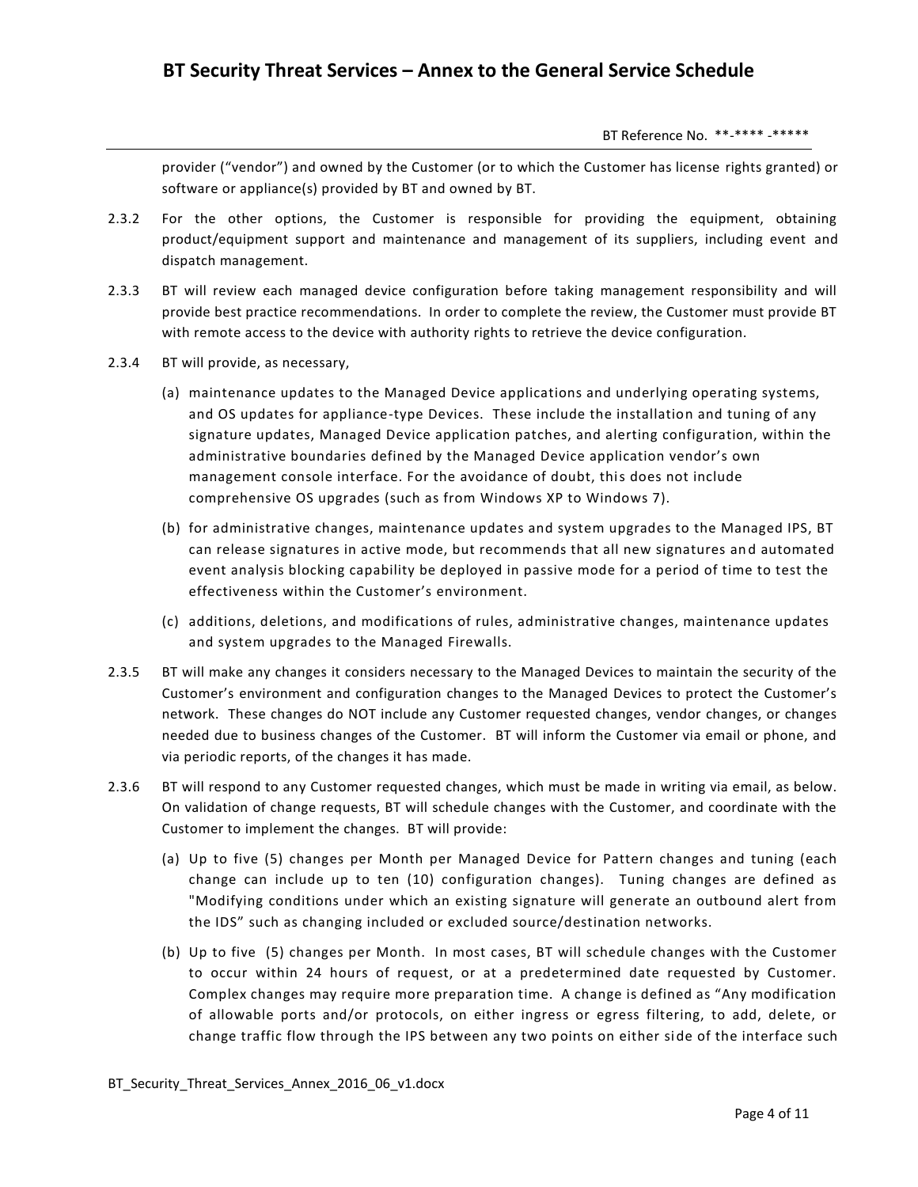provider ("vendor") and owned by the Customer (or to which the Customer has license rights granted) or software or appliance(s) provided by BT and owned by BT.

2.3.2 For the other options, the Customer is responsible for providing the equipment, obtaining product/equipment support and maintenance and management of its suppliers, including event and dispatch management.

2.3.3 BT will review each managed device configuration before taking management responsibility and will provide best practice recommendations. In order to complete the review, the Customer must provide BT with remote access to the device with authority rights to retrieve the device configuration.

2.3.4 BT will provide, as necessary,

(a) maintenance updates to the Managed Device applications and underlying operating systems, and OS updates for appliance-type Devices. These include the installation and tuning of any signature updates, Managed Device application patches, and alerting configuration, within the administrative boundaries defined by the Managed Device application vendor's own management console interface. For the avoidance of doubt, this does not include comprehensive OS upgrades (such as from Windows XP to Windows 7).

(b) for administrative changes, maintenance updates and system upgrades to the Managed IPS, BT can release signatures in active mode, but recommends that all new signatures and automated event analysis blocking capability be deployed in passive mode for a period of time to test the effectiveness within the Customer's environment.

(c) additions, deletions, and modifications of rules, administrative changes, maintenance updates and system upgrades to the Managed Firewalls.

2.3.5 BT will make any changes it considers necessary to the Managed Devices to maintain the security of the Customer's environment and configuration changes to the Managed Devices to protect the Customer's network. These changes do NOT include any Customer requested changes, vendor changes, or changes needed due to business changes of the Customer. BT will inform the Customer via email or phone, and via periodic reports, of the changes it has made.

2.3.6 BT will respond to any Customer requested changes, which must be made in writing via email, as below. On validation of change requests, BT will schedule changes with the Customer, and coordinate with the Customer to implement the changes. BT will provide:

(a) Up to five (5) changes per Month per Managed Device for Pattern changes and tuning (each change can include up to ten (10) configuration changes). Tuning changes are defined as "Modifying conditions under which an existing signature will generate an outbound alert from the IDS" such as changing included or excluded source/destination networks.

(b) Up to five (5) changes per Month. In most cases, BT will schedule changes with the Customer to occur within 24 hours of request, or at a predetermined date requested by Customer. Complex changes may require more preparation time. A change is defined as "Any modification of allowable ports and/or protocols, on either ingress or egress filtering, to add, delete, or change traffic flow through the IPS between any two points on either side of the interface such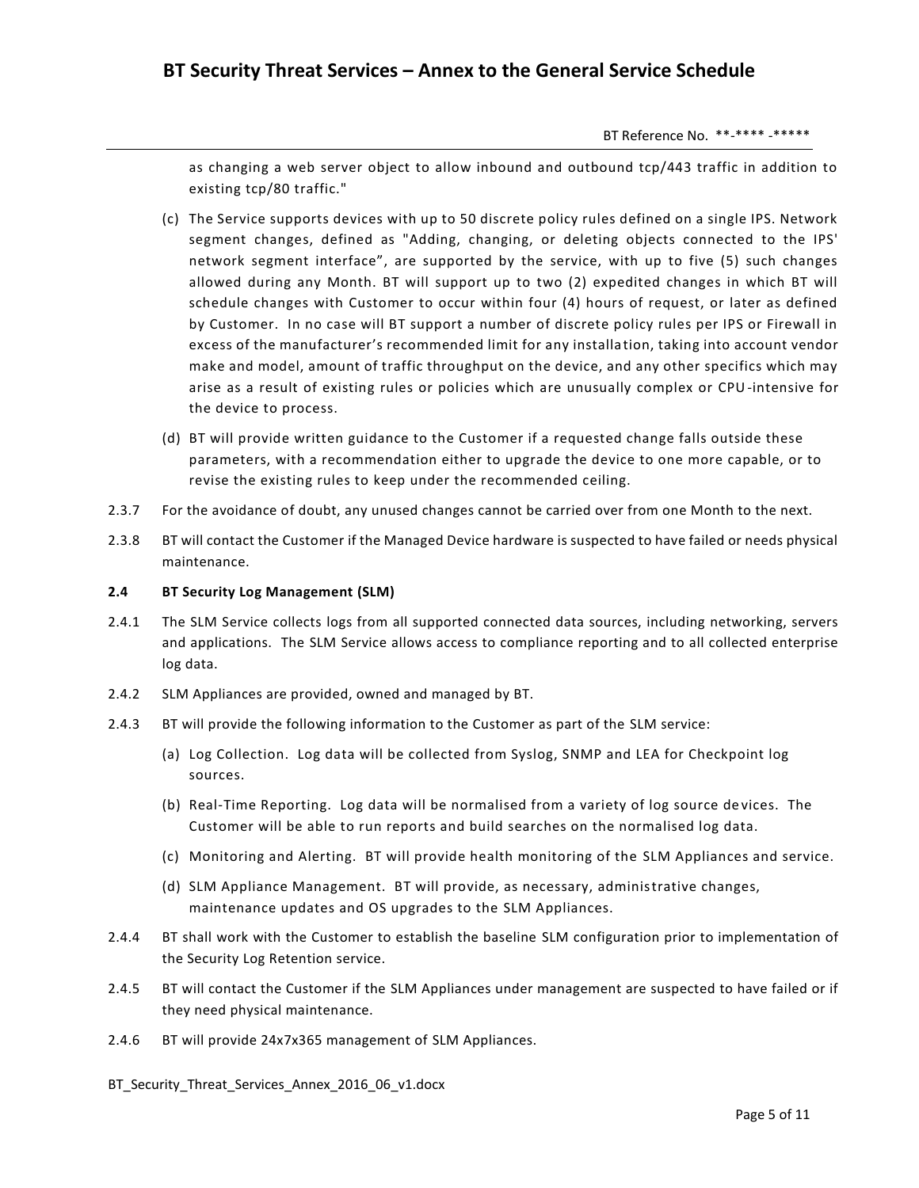as changing a web server object to allow inbound and outbound tcp/443 traffic in addition to existing tcp/80 traffic."

(c) The Service supports devices with up to 50 discrete policy rules defined on a single IPS. Network segment changes, defined as "Adding, changing, or deleting objects connected to the IPS' network segment interface", are supported by the service, with up to five (5) such changes allowed during any Month. BT will support up to two (2) expedited changes in which BT will schedule changes with Customer to occur within four (4) hours of request, or later as defined by Customer. In no case will BT support a number of discrete policy rules per IPS or Firewall in excess of the manufacturer's recommended limit for any installation, taking into account vendor make and model, amount of traffic throughput on the device, and any other specifics which may arise as a result of existing rules or policies which are unusually complex or CPU-intensive for the device to process.

(d) BT will provide written guidance to the Customer if a requested change falls outside these parameters, with a recommendation either to upgrade the device to one more capable, or to revise the existing rules to keep under the recommended ceiling.

2.3.7 For the avoidance of doubt, any unused changes cannot be carried over from one Month to the next.

2.3.8 BT will contact the Customer if the Managed Device hardware is suspected to have failed or needs physical maintenance.

**2.4 BT Security Log Management (SLM)**

2.4.1 The SLM Service collects logs from all supported connected data sources, including networking, servers and applications. The SLM Service allows access to compliance reporting and to all collected enterprise log data.

2.4.2 SLM Appliances are provided, owned and managed by BT.

2.4.3 BT will provide the following information to the Customer as part of the SLM service:

(a) Log Collection. Log data will be collected from Syslog, SNMP and LEA for Checkpoint log sources.

(b) Real-Time Reporting. Log data will be normalised from a variety of log source devices. The Customer will be able to run reports and build searches on the normalised log data.

(c) Monitoring and Alerting. BT will provide health monitoring of the SLM Appliances and service.

(d) SLM Appliance Management. BT will provide, as necessary, administrative changes, maintenance updates and OS upgrades to the SLM Appliances.

2.4.4 BT shall work with the Customer to establish the baseline SLM configuration prior to implementation of the Security Log Retention service.

2.4.5 BT will contact the Customer if the SLM Appliances under management are suspected to have failed or if they need physical maintenance.

2.4.6 BT will provide 24x7x365 management of SLM Appliances.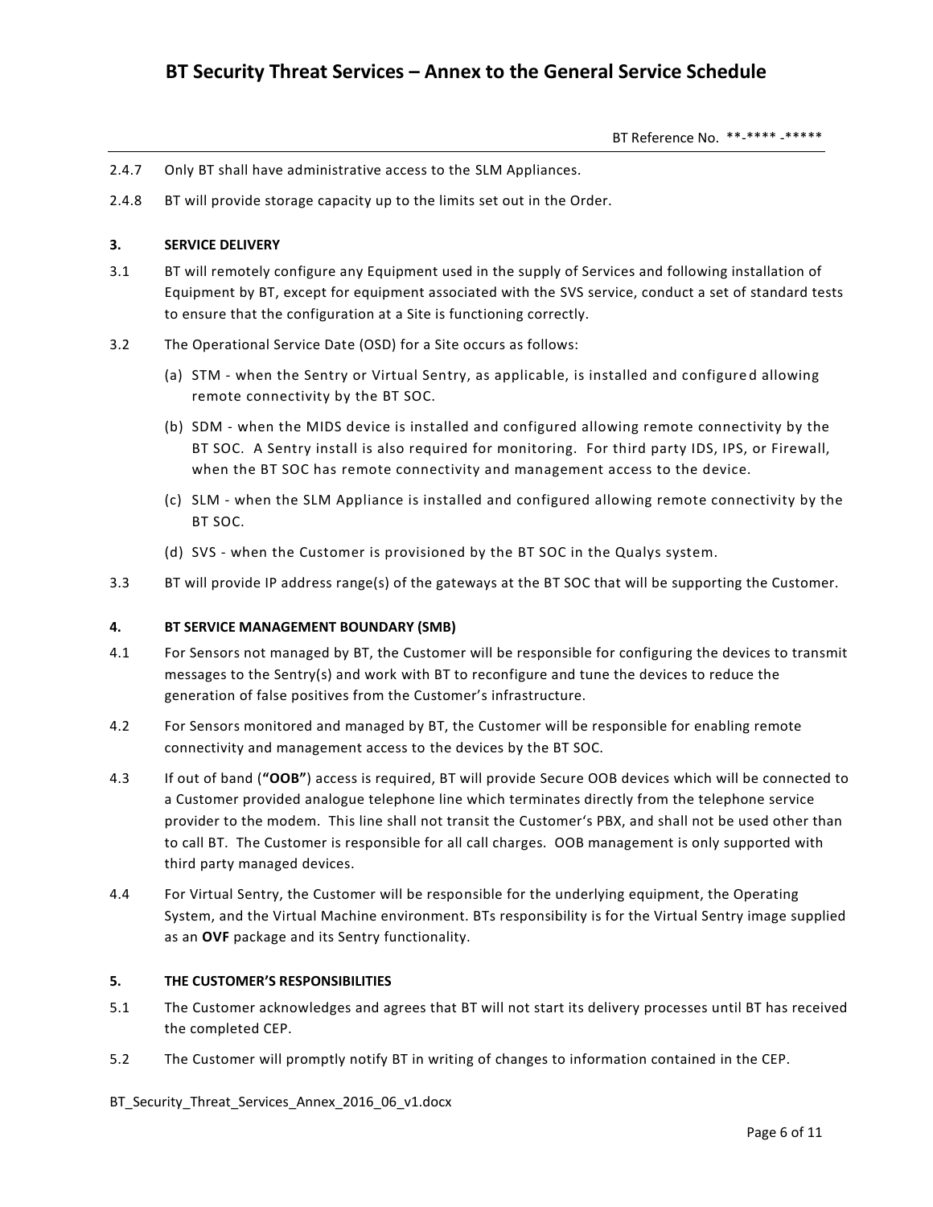2.4.7 Only BT shall have administrative access to the SLM Appliances.

2.4.8 BT will provide storage capacity up to the limits set out in the Order.

## 3. SERVICE DELIVERY

3.1 BT will remotely configure any Equipment used in the supply of Services and following installation of Equipment by BT, except for equipment associated with the SVS service, conduct a set of standard tests to ensure that the configuration at a Site is functioning correctly.

3.2 The Operational Service Date (OSD) for a Site occurs as follows:

(a) STM - when the Sentry or Virtual Sentry, as applicable, is installed and configured allowing remote connectivity by the BT SOC.

(b) SDM - when the MIDS device is installed and configured allowing remote connectivity by the BT SOC. A Sentry install is also required for monitoring. For third party IDS, IPS, or Firewall, when the BT SOC has remote connectivity and management access to the device.

(c) SLM - when the SLM Appliance is installed and configured allowing remote connectivity by the BT SOC.

(d) SVS - when the Customer is provisioned by the BT SOC in the Qualys system.

3.3 BT will provide IP address range(s) of the gateways at the BT SOC that will be supporting the Customer.

## 4. BT SERVICE MANAGEMENT BOUNDARY (SMB)

4.1 For Sensors not managed by BT, the Customer will be responsible for configuring the devices to transmit messages to the Sentry(s) and work with BT to reconfigure and tune the devices to reduce the generation of false positives from the Customer's infrastructure.

4.2 For Sensors monitored and managed by BT, the Customer will be responsible for enabling remote connectivity and management access to the devices by the BT SOC.

4.3 If out of band (**"OOB"**) access is required, BT will provide Secure OOB devices which will be connected to a Customer provided analogue telephone line which terminates directly from the telephone service provider to the modem. This line shall not transit the Customer's PBX, and shall not be used other than to call BT. The Customer is responsible for all call charges. OOB management is only supported with third party managed devices.

4.4 For Virtual Sentry, the Customer will be responsible for the underlying equipment, the Operating System, and the Virtual Machine environment. BTs responsibility is for the Virtual Sentry image supplied as an **OVF** package and its Sentry functionality.

## 5. THE CUSTOMER'S RESPONSIBILITIES

5.1 The Customer acknowledges and agrees that BT will not start its delivery processes until BT has received the completed CEP.

5.2 The Customer will promptly notify BT in writing of changes to information contained in the CEP.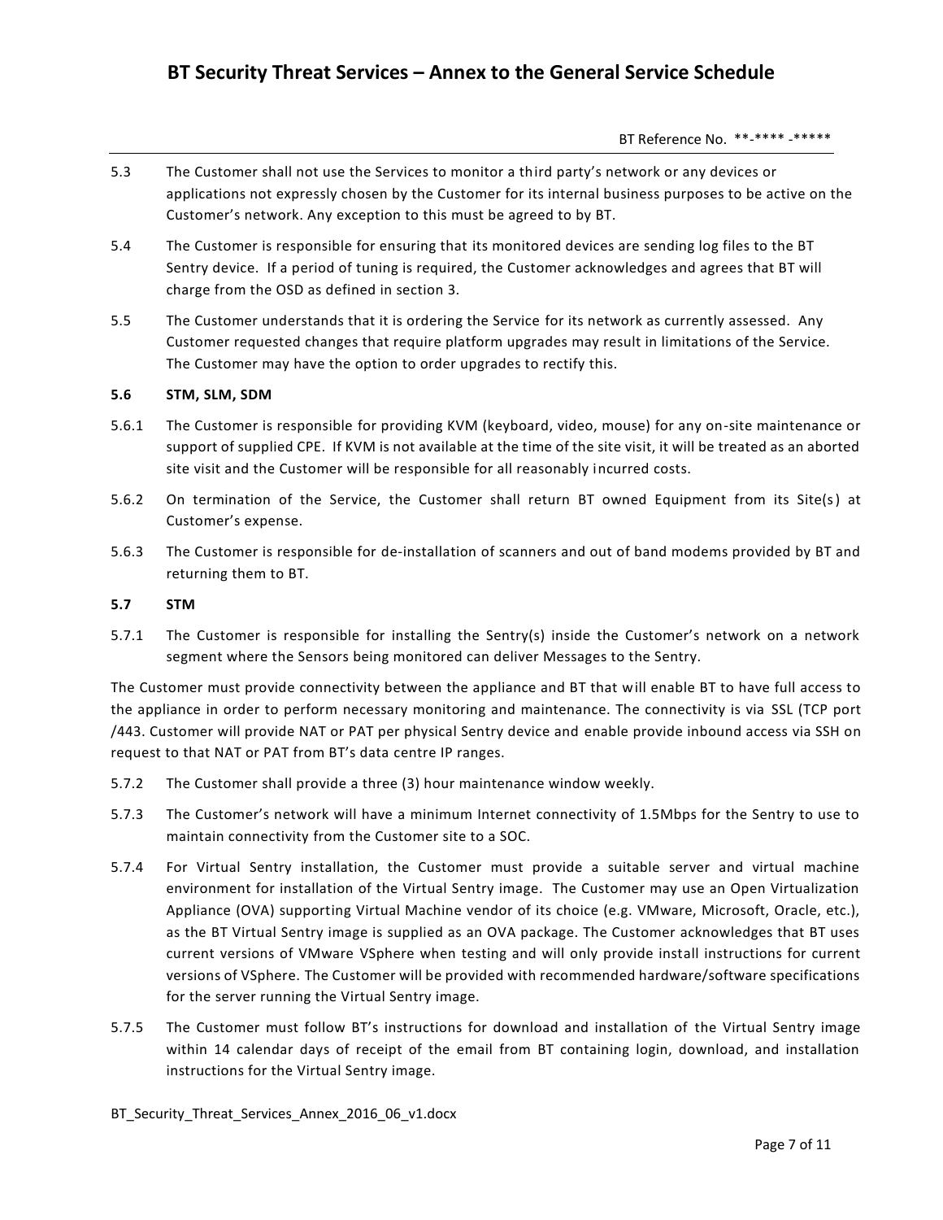5.3 The Customer shall not use the Services to monitor a third party's network or any devices or applications not expressly chosen by the Customer for its internal business purposes to be active on the Customer's network. Any exception to this must be agreed to by BT.

5.4 The Customer is responsible for ensuring that its monitored devices are sending log files to the BT Sentry device. If a period of tuning is required, the Customer acknowledges and agrees that BT will charge from the OSD as defined in section 3.

5.5 The Customer understands that it is ordering the Service for its network as currently assessed. Any Customer requested changes that require platform upgrades may result in limitations of the Service. The Customer may have the option to order upgrades to rectify this.

**5.6 STM, SLM, SDM**

5.6.1 The Customer is responsible for providing KVM (keyboard, video, mouse) for any on-site maintenance or support of supplied CPE. If KVM is not available at the time of the site visit, it will be treated as an aborted site visit and the Customer will be responsible for all reasonably incurred costs.

5.6.2 On termination of the Service, the Customer shall return BT owned Equipment from its Site(s) at Customer's expense.

5.6.3 The Customer is responsible for de-installation of scanners and out of band modems provided by BT and returning them to BT.

**5.7 STM**

5.7.1 The Customer is responsible for installing the Sentry(s) inside the Customer's network on a network segment where the Sensors being monitored can deliver Messages to the Sentry.

The Customer must provide connectivity between the appliance and BT that will enable BT to have full access to the appliance in order to perform necessary monitoring and maintenance. The connectivity is via SSL (TCP port /443. Customer will provide NAT or PAT per physical Sentry device and enable provide inbound access via SSH on request to that NAT or PAT from BT's data centre IP ranges.

5.7.2 The Customer shall provide a three (3) hour maintenance window weekly.

5.7.3 The Customer's network will have a minimum Internet connectivity of 1.5Mbps for the Sentry to use to maintain connectivity from the Customer site to a SOC.

5.7.4 For Virtual Sentry installation, the Customer must provide a suitable server and virtual machine environment for installation of the Virtual Sentry image. The Customer may use an Open Virtualization Appliance (OVA) supporting Virtual Machine vendor of its choice (e.g. VMware, Microsoft, Oracle, etc.), as the BT Virtual Sentry image is supplied as an OVA package. The Customer acknowledges that BT uses current versions of VMware VSphere when testing and will only provide install instructions for current versions of VSphere. The Customer will be provided with recommended hardware/software specifications for the server running the Virtual Sentry image.

5.7.5 The Customer must follow BT's instructions for download and installation of the Virtual Sentry image within 14 calendar days of receipt of the email from BT containing login, download, and installation instructions for the Virtual Sentry image.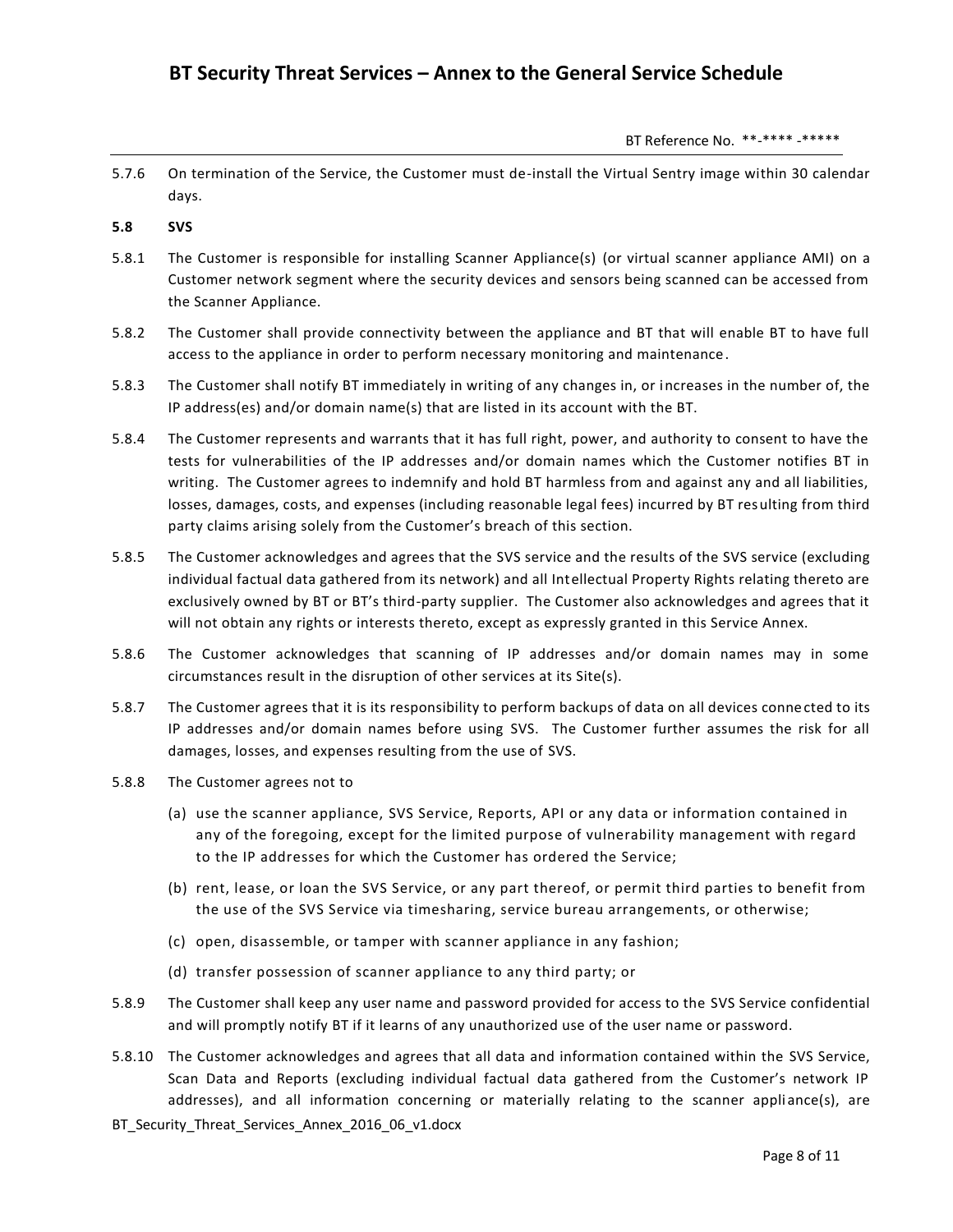5.7.6 On termination of the Service, the Customer must de-install the Virtual Sentry image within 30 calendar days.

**5.8 SVS**

5.8.1 The Customer is responsible for installing Scanner Appliance(s) (or virtual scanner appliance AMI) on a Customer network segment where the security devices and sensors being scanned can be accessed from the Scanner Appliance.

5.8.2 The Customer shall provide connectivity between the appliance and BT that will enable BT to have full access to the appliance in order to perform necessary monitoring and maintenance.

5.8.3 The Customer shall notify BT immediately in writing of any changes in, or increases in the number of, the IP address(es) and/or domain name(s) that are listed in its account with the BT.

5.8.4 The Customer represents and warrants that it has full right, power, and authority to consent to have the tests for vulnerabilities of the IP addresses and/or domain names which the Customer notifies BT in writing. The Customer agrees to indemnify and hold BT harmless from and against any and all liabilities, losses, damages, costs, and expenses (including reasonable legal fees) incurred by BT resulting from third party claims arising solely from the Customer's breach of this section.

5.8.5 The Customer acknowledges and agrees that the SVS service and the results of the SVS service (excluding individual factual data gathered from its network) and all Intellectual Property Rights relating thereto are exclusively owned by BT or BT's third-party supplier. The Customer also acknowledges and agrees that it will not obtain any rights or interests thereto, except as expressly granted in this Service Annex.

5.8.6 The Customer acknowledges that scanning of IP addresses and/or domain names may in some circumstances result in the disruption of other services at its Site(s).

5.8.7 The Customer agrees that it is its responsibility to perform backups of data on all devices connected to its IP addresses and/or domain names before using SVS. The Customer further assumes the risk for all damages, losses, and expenses resulting from the use of SVS.

5.8.8 The Customer agrees not to

(a) use the scanner appliance, SVS Service, Reports, API or any data or information contained in any of the foregoing, except for the limited purpose of vulnerability management with regard to the IP addresses for which the Customer has ordered the Service;

(b) rent, lease, or loan the SVS Service, or any part thereof, or permit third parties to benefit from the use of the SVS Service via timesharing, service bureau arrangements, or otherwise;

(c) open, disassemble, or tamper with scanner appliance in any fashion;

(d) transfer possession of scanner appliance to any third party; or

5.8.9 The Customer shall keep any user name and password provided for access to the SVS Service confidential and will promptly notify BT if it learns of any unauthorized use of the user name or password.

5.8.10 The Customer acknowledges and agrees that all data and information contained within the SVS Service, Scan Data and Reports (excluding individual factual data gathered from the Customer's network IP addresses), and all information concerning or materially relating to the scanner appliance(s), are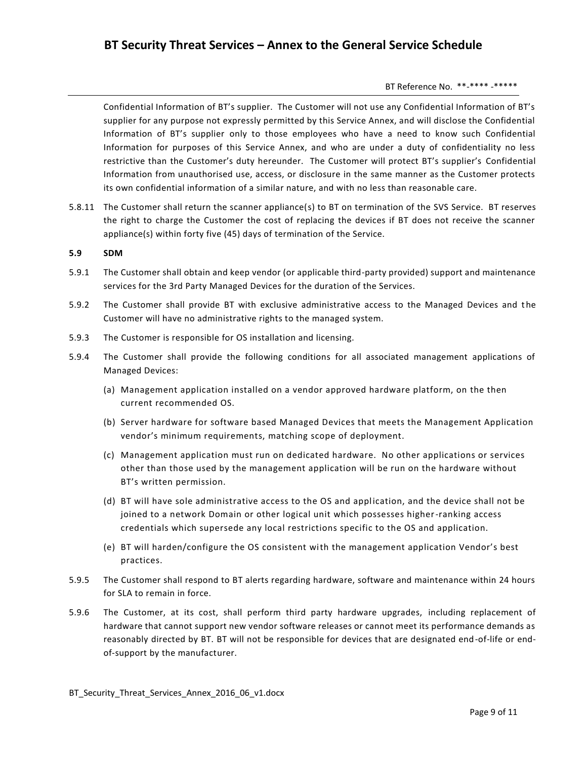Confidential Information of BT's supplier. The Customer will not use any Confidential Information of BT's supplier for any purpose not expressly permitted by this Service Annex, and will disclose the Confidential Information of BT's supplier only to those employees who have a need to know such Confidential Information for purposes of this Service Annex, and who are under a duty of confidentiality no less restrictive than the Customer's duty hereunder. The Customer will protect BT's supplier's Confidential Information from unauthorised use, access, or disclosure in the same manner as the Customer protects its own confidential information of a similar nature, and with no less than reasonable care.

5.8.11 The Customer shall return the scanner appliance(s) to BT on termination of the SVS Service. BT reserves the right to charge the Customer the cost of replacing the devices if BT does not receive the scanner appliance(s) within forty five (45) days of termination of the Service.

**5.9 SDM**

5.9.1 The Customer shall obtain and keep vendor (or applicable third-party provided) support and maintenance services for the 3rd Party Managed Devices for the duration of the Services.

5.9.2 The Customer shall provide BT with exclusive administrative access to the Managed Devices and the Customer will have no administrative rights to the managed system.

5.9.3 The Customer is responsible for OS installation and licensing.

5.9.4 The Customer shall provide the following conditions for all associated management applications of Managed Devices:

(a) Management application installed on a vendor approved hardware platform, on the then current recommended OS.

(b) Server hardware for software based Managed Devices that meets the Management Application vendor's minimum requirements, matching scope of deployment.

(c) Management application must run on dedicated hardware. No other applications or services other than those used by the management application will be run on the hardware without BT's written permission.

(d) BT will have sole administrative access to the OS and application, and the device shall not be joined to a network Domain or other logical unit which possesses higher-ranking access credentials which supersede any local restrictions specific to the OS and application.

(e) BT will harden/configure the OS consistent with the management application Vendor's best practices.

5.9.5 The Customer shall respond to BT alerts regarding hardware, software and maintenance within 24 hours for SLA to remain in force.

5.9.6 The Customer, at its cost, shall perform third party hardware upgrades, including replacement of hardware that cannot support new vendor software releases or cannot meet its performance demands as reasonably directed by BT. BT will not be responsible for devices that are designated end-of-life or end-of-support by the manufacturer.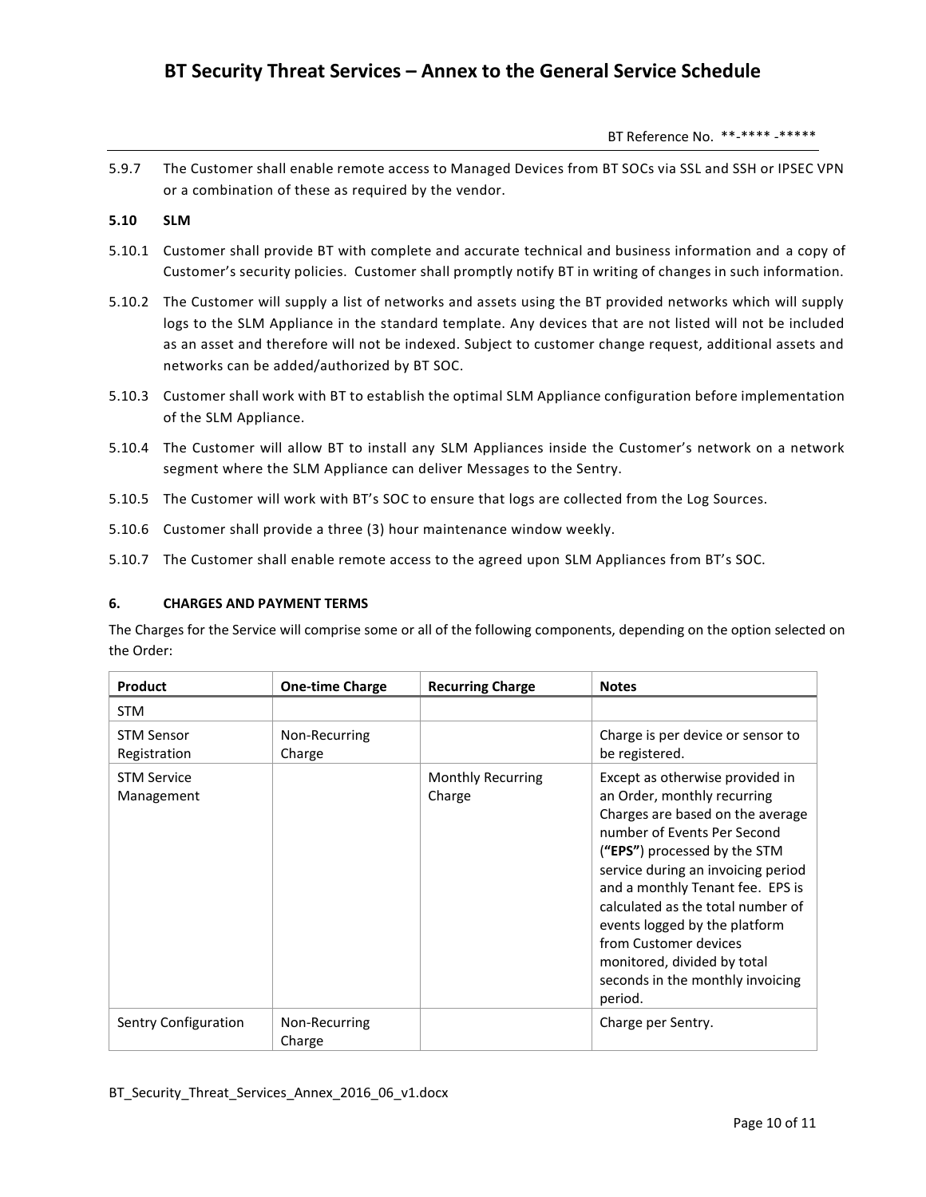5.9.7 The Customer shall enable remote access to Managed Devices from BT SOCs via SSL and SSH or IPSEC VPN or a combination of these as required by the vendor.

**5.10 SLM**

5.10.1 Customer shall provide BT with complete and accurate technical and business information and a copy of Customer's security policies. Customer shall promptly notify BT in writing of changes in such information.

5.10.2 The Customer will supply a list of networks and assets using the BT provided networks which will supply logs to the SLM Appliance in the standard template. Any devices that are not listed will not be included as an asset and therefore will not be indexed. Subject to customer change request, additional assets and networks can be added/authorized by BT SOC.

5.10.3 Customer shall work with BT to establish the optimal SLM Appliance configuration before implementation of the SLM Appliance.

5.10.4 The Customer will allow BT to install any SLM Appliances inside the Customer's network on a network segment where the SLM Appliance can deliver Messages to the Sentry.

5.10.5 The Customer will work with BT's SOC to ensure that logs are collected from the Log Sources.

5.10.6 Customer shall provide a three (3) hour maintenance window weekly.

5.10.7 The Customer shall enable remote access to the agreed upon SLM Appliances from BT's SOC.

## 6. CHARGES AND PAYMENT TERMS

The Charges for the Service will comprise some or all of the following components, depending on the option selected on the Order:

| Product | One-time Charge | Recurring Charge | Notes |
|---|---|---|---|
| STM | | | |
| STM Sensor Registration | Non-Recurring Charge | | Charge is per device or sensor to be registered. |
| STM Service Management | | Monthly Recurring Charge | Except as otherwise provided in an Order, monthly recurring Charges are based on the average number of Events Per Second (**"EPS"**) processed by the STM service during an invoicing period and a monthly Tenant fee. EPS is calculated as the total number of events logged by the platform from Customer devices monitored, divided by total seconds in the monthly invoicing period. |
| Sentry Configuration | Non-Recurring Charge | | Charge per Sentry. |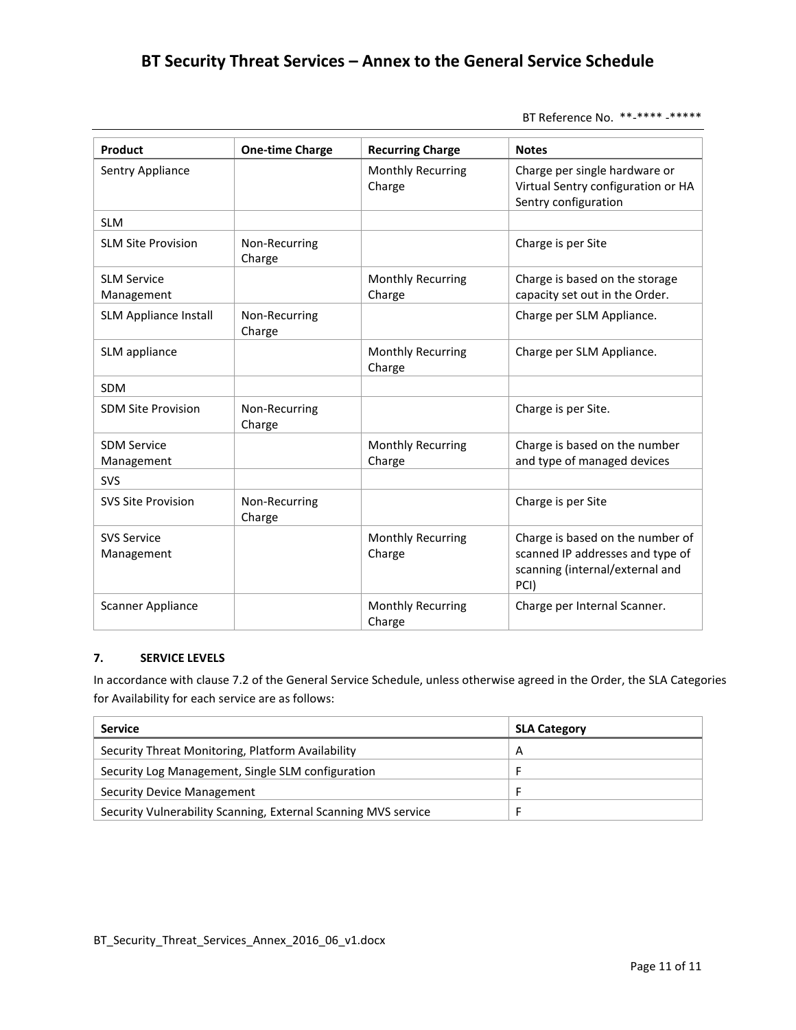BT Reference No. **-**** -*****

| Product | One-time Charge | Recurring Charge | Notes |
|---|---|---|---|
| Sentry Appliance | | Monthly Recurring Charge | Charge per single hardware or Virtual Sentry configuration or HA Sentry configuration |
| SLM | | | |
| SLM Site Provision | Non-Recurring Charge | | Charge is per Site |
| SLM Service Management | | Monthly Recurring Charge | Charge is based on the storage capacity set out in the Order. |
| SLM Appliance Install | Non-Recurring Charge | | Charge per SLM Appliance. |
| SLM appliance | | Monthly Recurring Charge | Charge per SLM Appliance. |
| SDM | | | |
| SDM Site Provision | Non-Recurring Charge | | Charge is per Site. |
| SDM Service Management | | Monthly Recurring Charge | Charge is based on the number and type of managed devices |
| SVS | | | |
| SVS Site Provision | Non-Recurring Charge | | Charge is per Site |
| SVS Service Management | | Monthly Recurring Charge | Charge is based on the number of scanned IP addresses and type of scanning (internal/external and PCI) |
| Scanner Appliance | | Monthly Recurring Charge | Charge per Internal Scanner. |

## 7. SERVICE LEVELS

In accordance with clause 7.2 of the General Service Schedule, unless otherwise agreed in the Order, the SLA Categories for Availability for each service are as follows:

| Service | SLA Category |
|---|---|
| Security Threat Monitoring, Platform Availability | A |
| Security Log Management, Single SLM configuration | F |
| Security Device Management | F |
| Security Vulnerability Scanning, External Scanning MVS service | F |

BT_Security_Threat_Services_Annex_2016_06_v1.docx